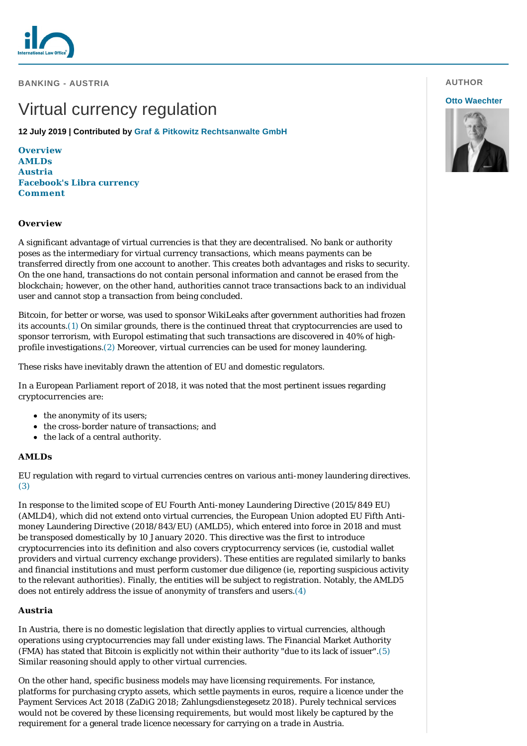BANKING - AUSTRIA

# Virtual currency regulation

**12 July 2019 | Contributed by Graf & Pitkowitz Rechtsanwalte GmbH**

AUTHOR

Otto Waechter

**Overview**
**AMLDs**
**Austria**
**Facebook's Libra currency**
**Comment**

## Overview

A significant advantage of virtual currencies is that they are decentralised. No bank or authority poses as the intermediary for virtual currency transactions, which means payments can be transferred directly from one account to another. This creates both advantages and risks to security. On the one hand, transactions do not contain personal information and cannot be erased from the blockchain; however, on the other hand, authorities cannot trace transactions back to an individual user and cannot stop a transaction from being concluded.

Bitcoin, for better or worse, was used to sponsor WikiLeaks after government authorities had frozen its accounts.(1) On similar grounds, there is the continued threat that cryptocurrencies are used to sponsor terrorism, with Europol estimating that such transactions are discovered in 40% of high-profile investigations.(2) Moreover, virtual currencies can be used for money laundering.

These risks have inevitably drawn the attention of EU and domestic regulators.

In a European Parliament report of 2018, it was noted that the most pertinent issues regarding cryptocurrencies are:

- the anonymity of its users;
- the cross-border nature of transactions; and
- the lack of a central authority.

## AMLDs

EU regulation with regard to virtual currencies centres on various anti-money laundering directives.(3)

In response to the limited scope of EU Fourth Anti-money Laundering Directive (2015/849 EU) (AMLD4), which did not extend onto virtual currencies, the European Union adopted EU Fifth Anti-money Laundering Directive (2018/843/EU) (AMLD5), which entered into force in 2018 and must be transposed domestically by 10 January 2020. This directive was the first to introduce cryptocurrencies into its definition and also covers cryptocurrency services (ie, custodial wallet providers and virtual currency exchange providers). These entities are regulated similarly to banks and financial institutions and must perform customer due diligence (ie, reporting suspicious activity to the relevant authorities). Finally, the entities will be subject to registration. Notably, the AMLD5 does not entirely address the issue of anonymity of transfers and users.(4)

## Austria

In Austria, there is no domestic legislation that directly applies to virtual currencies, although operations using cryptocurrencies may fall under existing laws. The Financial Market Authority (FMA) has stated that Bitcoin is explicitly not within their authority "due to its lack of issuer".(5) Similar reasoning should apply to other virtual currencies.

On the other hand, specific business models may have licensing requirements. For instance, platforms for purchasing crypto assets, which settle payments in euros, require a licence under the Payment Services Act 2018 (ZaDiG 2018; Zahlungsdienstegesetz 2018). Purely technical services would not be covered by these licensing requirements, but would most likely be captured by the requirement for a general trade licence necessary for carrying on a trade in Austria.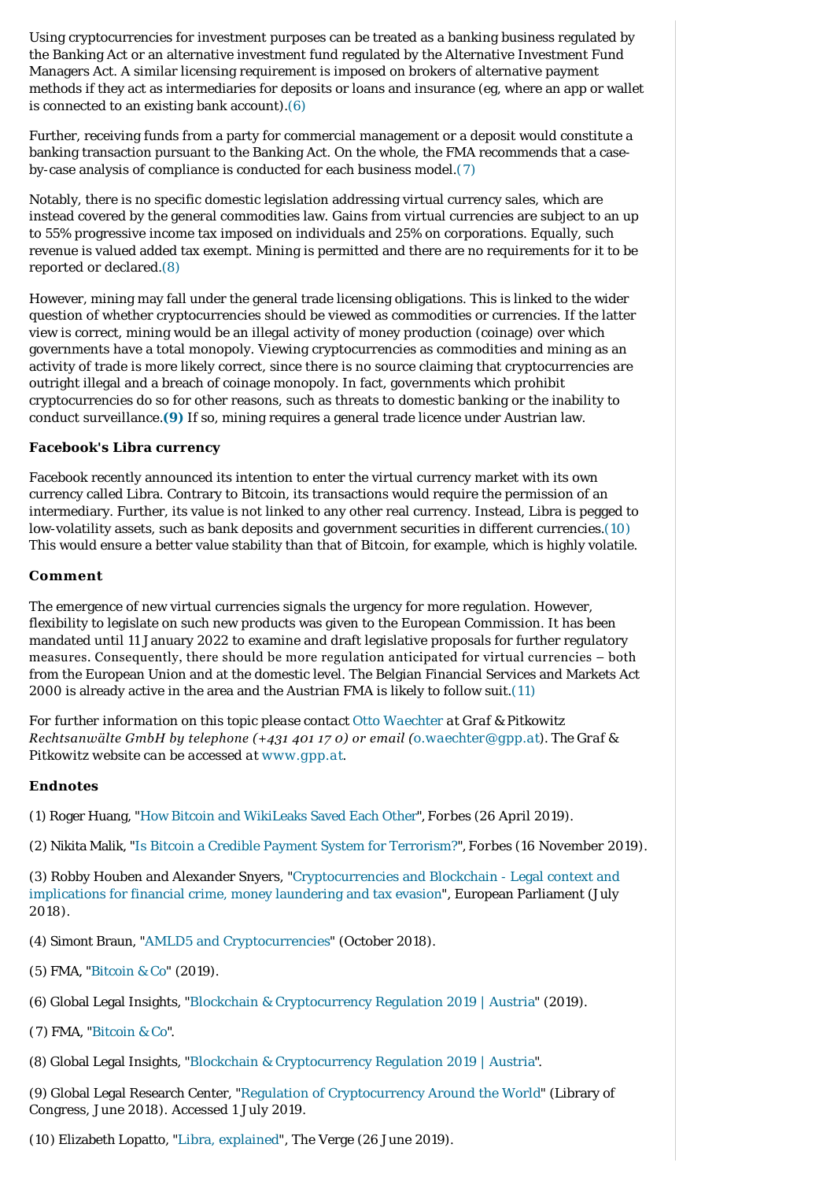Using cryptocurrencies for investment purposes can be treated as a banking business regulated by the Banking Act or an alternative investment fund regulated by the Alternative Investment Fund Managers Act. A similar licensing requirement is imposed on brokers of alternative payment methods if they act as intermediaries for deposits or loans and insurance (eg, where an app or wallet is connected to an existing bank account).(6)

Further, receiving funds from a party for commercial management or a deposit would constitute a banking transaction pursuant to the Banking Act. On the whole, the FMA recommends that a case-by-case analysis of compliance is conducted for each business model.(7)

Notably, there is no specific domestic legislation addressing virtual currency sales, which are instead covered by the general commodities law. Gains from virtual currencies are subject to an up to 55% progressive income tax imposed on individuals and 25% on corporations. Equally, such revenue is valued added tax exempt. Mining is permitted and there are no requirements for it to be reported or declared.(8)

However, mining may fall under the general trade licensing obligations. This is linked to the wider question of whether cryptocurrencies should be viewed as commodities or currencies. If the latter view is correct, mining would be an illegal activity of money production (coinage) over which governments have a total monopoly. Viewing cryptocurrencies as commodities and mining as an activity of trade is more likely correct, since there is no source claiming that cryptocurrencies are outright illegal and a breach of coinage monopoly. In fact, governments which prohibit cryptocurrencies do so for other reasons, such as threats to domestic banking or the inability to conduct surveillance.**(9)** If so, mining requires a general trade licence under Austrian law.

### Facebook's Libra currency

Facebook recently announced its intention to enter the virtual currency market with its own currency called Libra. Contrary to Bitcoin, its transactions would require the permission of an intermediary. Further, its value is not linked to any other real currency. Instead, Libra is pegged to low-volatility assets, such as bank deposits and government securities in different currencies.(10) This would ensure a better value stability than that of Bitcoin, for example, which is highly volatile.

### Comment

The emergence of new virtual currencies signals the urgency for more regulation. However, flexibility to legislate on such new products was given to the European Commission. It has been mandated until 11 January 2022 to examine and draft legislative proposals for further regulatory measures. Consequently, there should be more regulation anticipated for virtual currencies – both from the European Union and at the domestic level. The Belgian Financial Services and Markets Act 2000 is already active in the area and the Austrian FMA is likely to follow suit.(11)

*For further information on this topic please contact* Otto Waechter *at Graf & Pitkowitz Rechtsanwälte GmbH by telephone (+431 401 17 0) or email (*o.waechter@gpp.at*). The Graf & Pitkowitz website can be accessed at* www.gpp.at.

### Endnotes

(1) Roger Huang, "How Bitcoin and WikiLeaks Saved Each Other", Forbes (26 April 2019).

(2) Nikita Malik, "Is Bitcoin a Credible Payment System for Terrorism?", Forbes (16 November 2019).

(3) Robby Houben and Alexander Snyers, "Cryptocurrencies and Blockchain - Legal context and implications for financial crime, money laundering and tax evasion", European Parliament (July 2018).

(4) Simont Braun, "AMLD5 and Cryptocurrencies" (October 2018).

(5) FMA, "Bitcoin & Co" (2019).

(6) Global Legal Insights, "Blockchain & Cryptocurrency Regulation 2019 | Austria" (2019).

(7) FMA, "Bitcoin & Co".

(8) Global Legal Insights, "Blockchain & Cryptocurrency Regulation 2019 | Austria".

(9) Global Legal Research Center, "Regulation of Cryptocurrency Around the World" (Library of Congress, June 2018). Accessed 1 July 2019.

(10) Elizabeth Lopatto, "Libra, explained", The Verge (26 June 2019).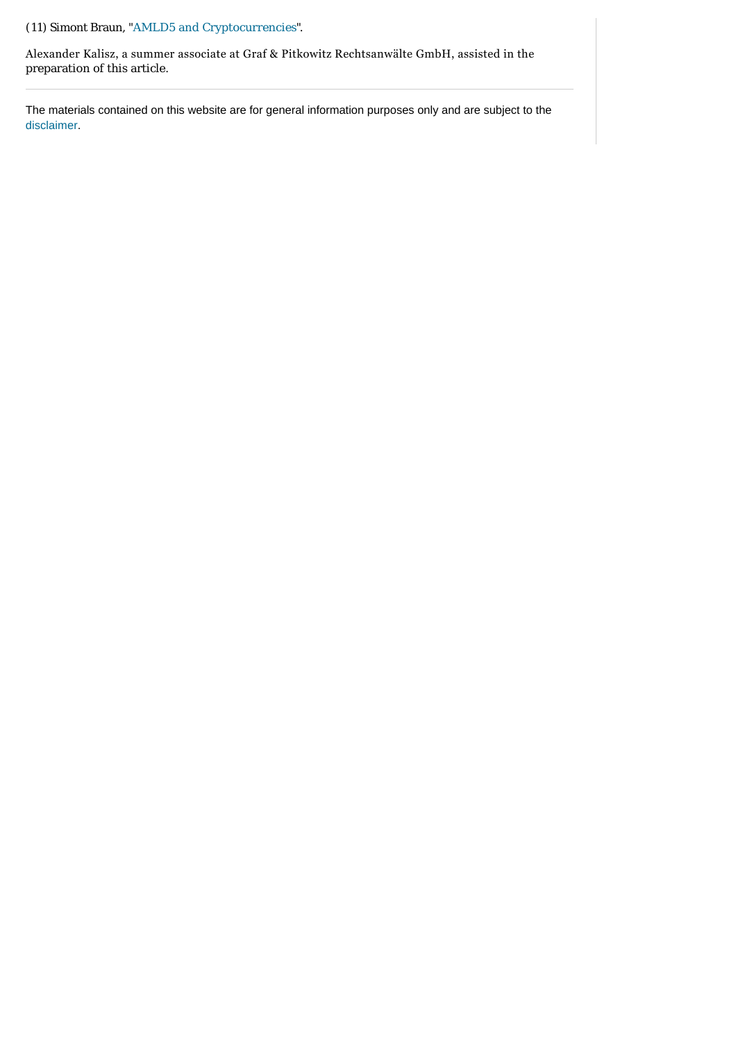(11) Simont Braun, "AMLD5 and Cryptocurrencies".

Alexander Kalisz, a summer associate at Graf & Pitkowitz Rechtsanwälte GmbH, assisted in the preparation of this article.

---

The materials contained on this website are for general information purposes only and are subject to the disclaimer.